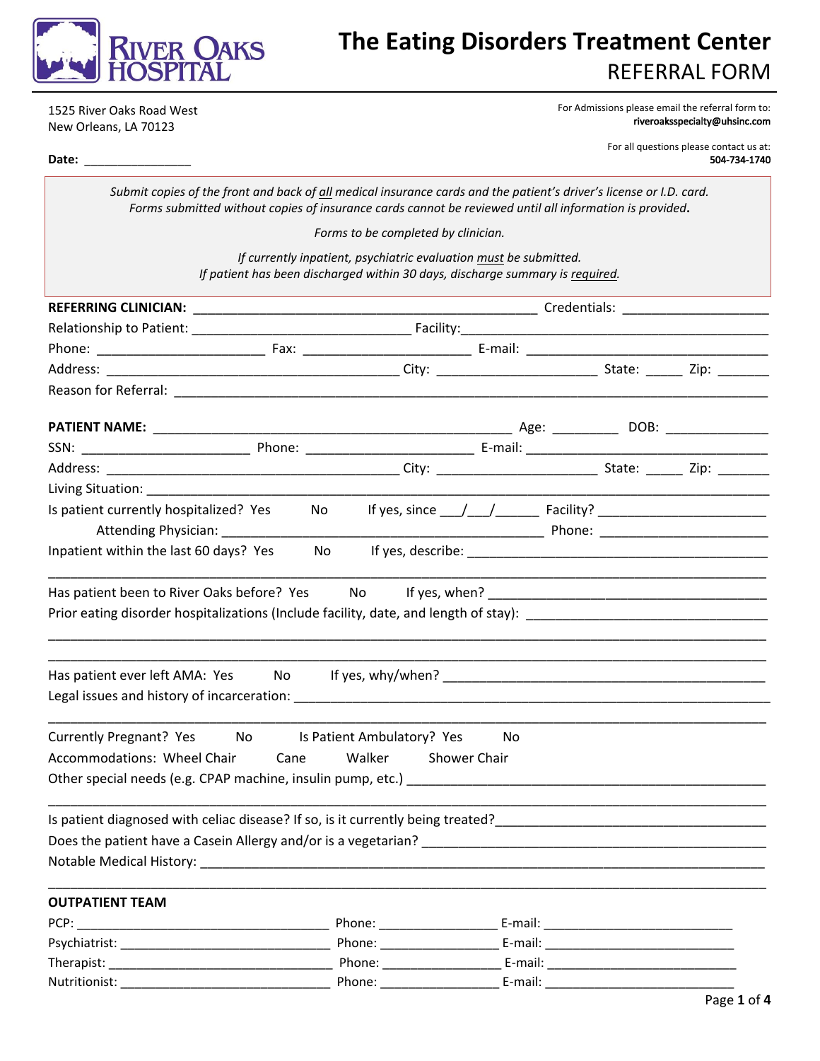RIVER OAKS HOSPITAL

# The Eating Disorders Treatment Center

## REFERRAL FORM

1525 River Oaks Road West
New Orleans, LA 70123

For Admissions please email the referral form to:
**riveroaksspecialty@uhsinc.com**

For all questions please contact us at:
**504-734-1740**

**Date:** ________________

*Submit copies of the front and back of all medical insurance cards and the patient's driver's license or I.D. card.*
*Forms submitted without copies of insurance cards cannot be reviewed until all information is provided.*

*Forms to be completed by clinician.*

*If currently inpatient, psychiatric evaluation must be submitted.*
*If patient has been discharged within 30 days, discharge summary is required.*

**REFERRING CLINICIAN:** ________________________________________________ Credentials: ____________________

Relationship to Patient: ______________________________ Facility: __________________________________________

Phone: _______________________ Fax: _______________________ E-mail: __________________________________

Address: _________________________________________ City: ______________________ State: _____ Zip: _______

Reason for Referral: ___________________________________________________________________________________

**PATIENT NAME:** __________________________________________________ Age: _________ DOB: ______________

SSN: _______________________ Phone: _______________________ E-mail: __________________________________

Address: _________________________________________ City: ______________________ State: _____ Zip: _______

Living Situation: ______________________________________________________________________________________

Is patient currently hospitalized? Yes No If yes, since ___/___/______ Facility? ______________________

Attending Physician: ______________________________________________ Phone: ______________________

Inpatient within the last 60 days? Yes No If yes, describe: ________________________________________

_____________________________________________________________________________________________________

Has patient been to River Oaks before? Yes No If yes, when? _____________________________________

Prior eating disorder hospitalizations (Include facility, date, and length of stay): ________________________________

_____________________________________________________________________________________________________

_____________________________________________________________________________________________________

Has patient ever left AMA: Yes No If yes, why/when? __________________________________________

Legal issues and history of incarceration: __________________________________________________________________

_____________________________________________________________________________________________________

Currently Pregnant? Yes No Is Patient Ambulatory? Yes No

Accommodations: Wheel Chair Cane Walker Shower Chair

Other special needs (e.g. CPAP machine, insulin pump, etc.) ___________________________________________________

_____________________________________________________________________________________________________

Is patient diagnosed with celiac disease? If so, is it currently being treated? _____________________________________

Does the patient have a Casein Allergy and/or is a vegetarian? _________________________________________________

Notable Medical History: _______________________________________________________________________________

_____________________________________________________________________________________________________

**OUTPATIENT TEAM**

PCP: ___________________________________ Phone: ________________ E-mail: __________________________

Psychiatrist: ______________________________ Phone: ________________ E-mail: __________________________

Therapist: ________________________________ Phone: ________________ E-mail: __________________________

Nutritionist: ______________________________ Phone: ________________ E-mail: __________________________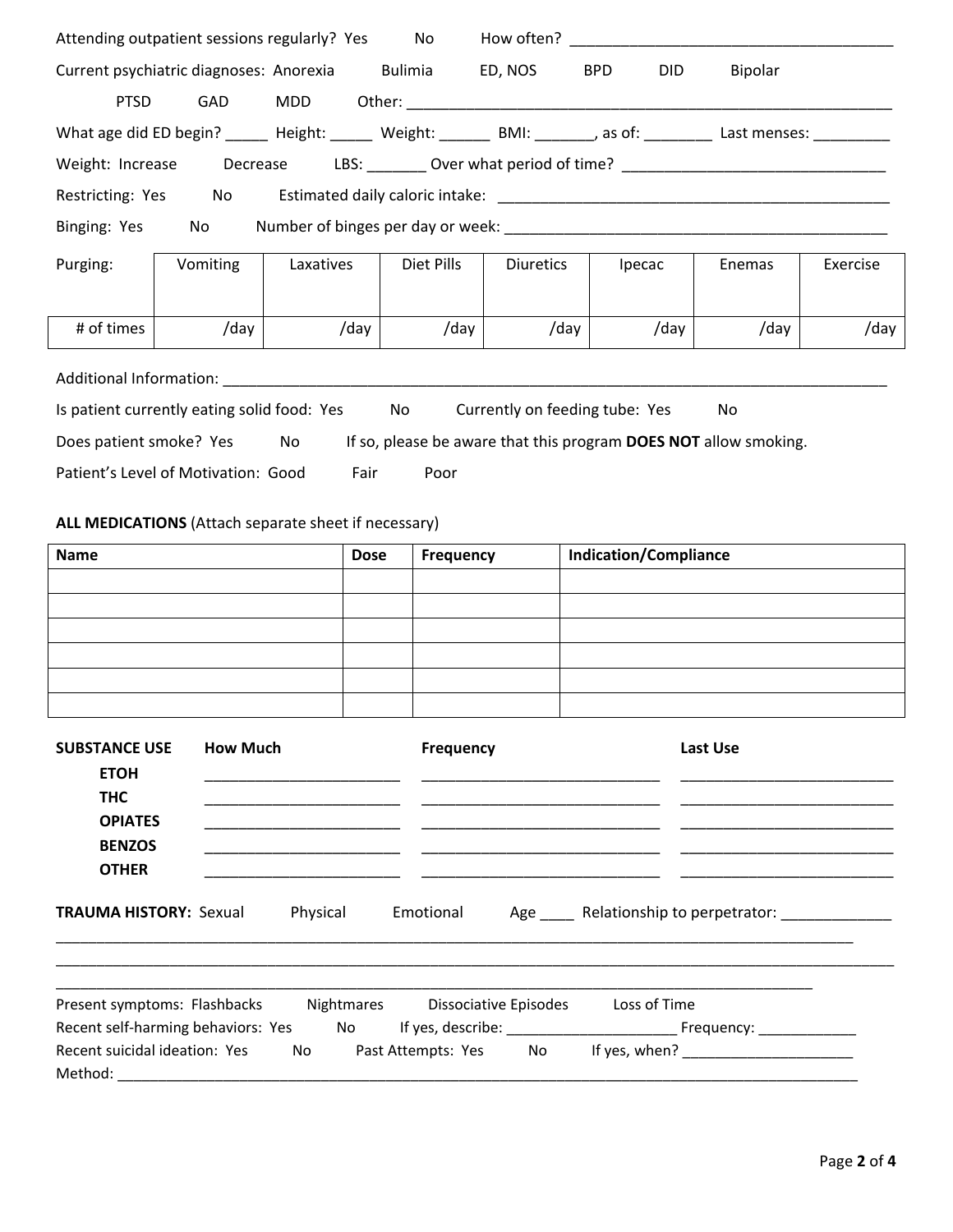Attending outpatient sessions regularly? Yes No How often? ________________________________________

Current psychiatric diagnoses: Anorexia Bulimia ED, NOS BPD DID Bipolar

PTSD GAD MDD Other: ____________________________________________________________

What age did ED begin? _____ Height: _____ Weight: ______ BMI: _______, as of: ________ Last menses: _________

Weight: Increase Decrease LBS: _______ Over what period of time? _______________________________

Restricting: Yes No Estimated daily caloric intake: ________________________________________________

Binging: Yes No Number of binges per day or week: _______________________________________________

| Purging: | Vomiting | Laxatives | Diet Pills | Diuretics | Ipecac | Enemas | Exercise |
|---|---|---|---|---|---|---|---|
| | | | | | | | |
| # of times | /day | /day | /day | /day | /day | /day | /day |

Additional Information: _____________________________________________________________________________

Is patient currently eating solid food: Yes No Currently on feeding tube: Yes No

Does patient smoke? Yes No If so, please be aware that this program **DOES NOT** allow smoking.

Patient's Level of Motivation: Good Fair Poor

**ALL MEDICATIONS** (Attach separate sheet if necessary)

| **Name** | **Dose** | **Frequency** | **Indication/Compliance** |
|---|---|---|---|
| | | | |
| | | | |
| | | | |
| | | | |
| | | | |
| | | | |

| **SUBSTANCE USE** | **How Much** | **Frequency** | **Last Use** |
|---|---|---|---|
| **ETOH** | ________________________ | _____________________________ | __________________________ |
| **THC** | ________________________ | _____________________________ | __________________________ |
| **OPIATES** | ________________________ | _____________________________ | __________________________ |
| **BENZOS** | ________________________ | _____________________________ | __________________________ |
| **OTHER** | ________________________ | _____________________________ | __________________________ |

**TRAUMA HISTORY:** Sexual Physical Emotional Age ____ Relationship to perpetrator: _____________

_____________________________________________________________________________________________________

_____________________________________________________________________________________________________

_____________________________________________________________________________________________

Present symptoms: Flashbacks Nightmares Dissociative Episodes Loss of Time

Recent self-harming behaviors: Yes No If yes, describe: _____________________ Frequency: ____________

Recent suicidal ideation: Yes No Past Attempts: Yes No If yes, when? _____________________

Method: _________________________________________________________________________________________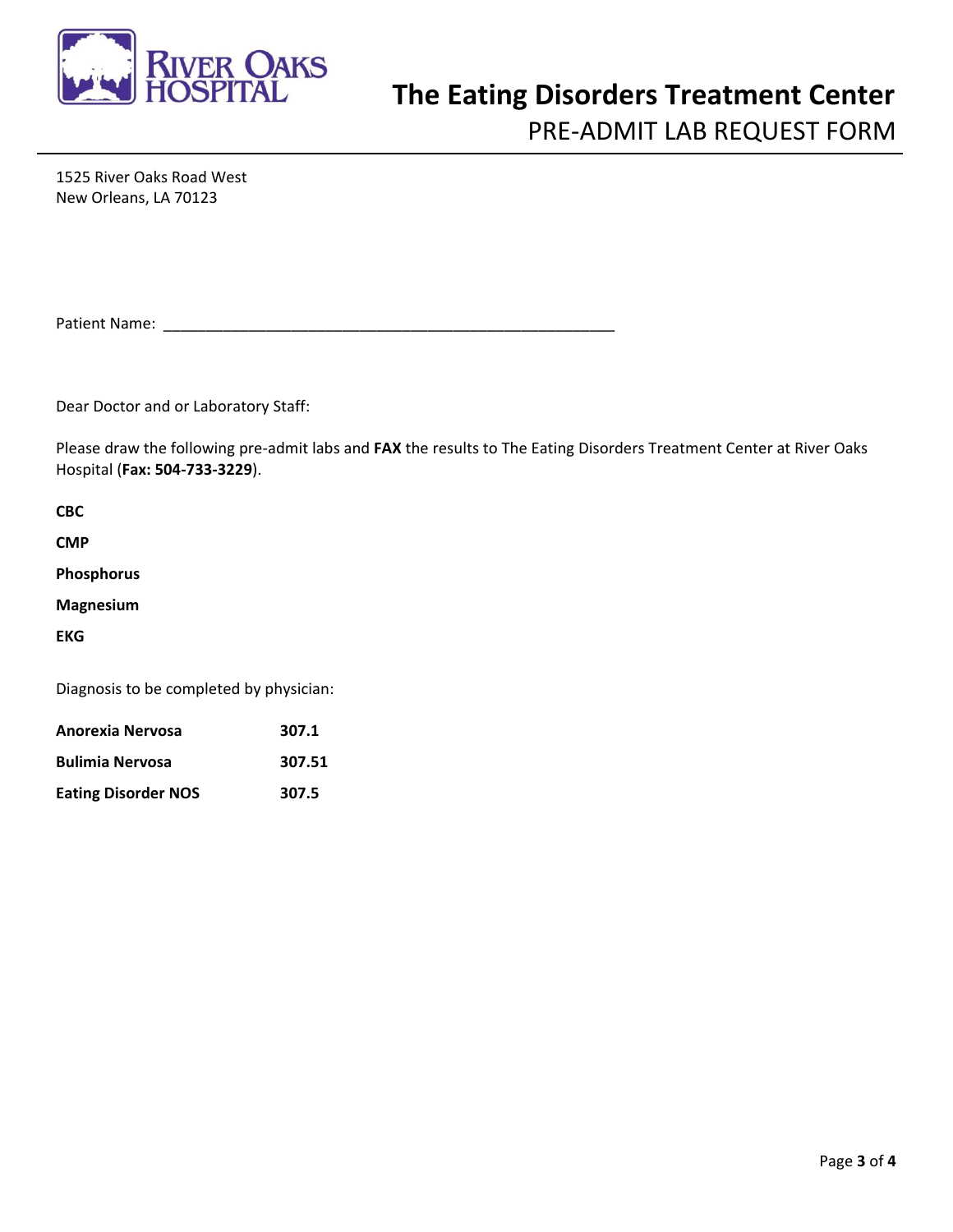# The Eating Disorders Treatment Center

## PRE-ADMIT LAB REQUEST FORM

RIVER OAKS HOSPITAL

1525 River Oaks Road West
New Orleans, LA 70123

Patient Name: _______________________________________________

Dear Doctor and or Laboratory Staff:

Please draw the following pre-admit labs and **FAX** the results to The Eating Disorders Treatment Center at River Oaks Hospital (**Fax: 504-733-3229**).

**CBC**

**CMP**

**Phosphorus**

**Magnesium**

**EKG**

Diagnosis to be completed by physician:

| | |
|---|---|
| **Anorexia Nervosa** | **307.1** |
| **Bulimia Nervosa** | **307.51** |
| **Eating Disorder NOS** | **307.5** |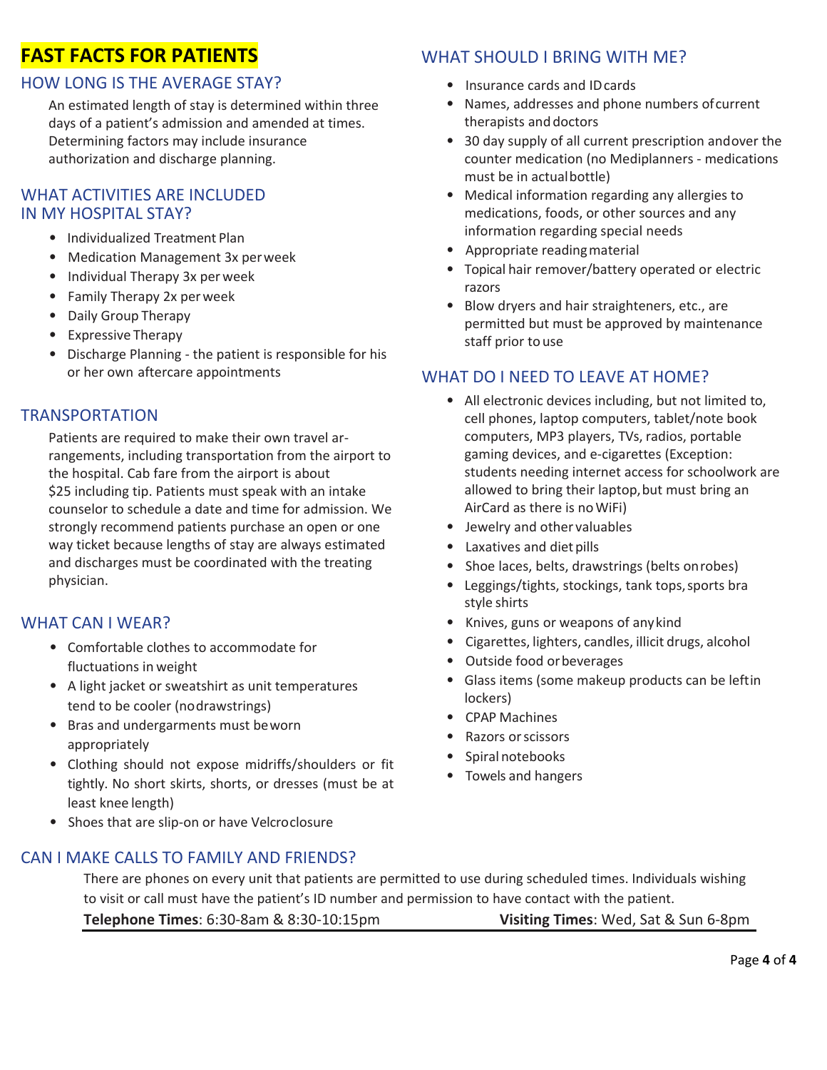# FAST FACTS FOR PATIENTS

## HOW LONG IS THE AVERAGE STAY?

An estimated length of stay is determined within three days of a patient's admission and amended at times. Determining factors may include insurance authorization and discharge planning.

## WHAT ACTIVITIES ARE INCLUDED IN MY HOSPITAL STAY?

- Individualized Treatment Plan
- Medication Management 3x per week
- Individual Therapy 3x per week
- Family Therapy 2x per week
- Daily Group Therapy
- Expressive Therapy
- Discharge Planning - the patient is responsible for his or her own aftercare appointments

## TRANSPORTATION

Patients are required to make their own travel arrangements, including transportation from the airport to the hospital. Cab fare from the airport is about $25 including tip. Patients must speak with an intake counselor to schedule a date and time for admission. We strongly recommend patients purchase an open or one way ticket because lengths of stay are always estimated and discharges must be coordinated with the treating physician.

## WHAT CAN I WEAR?

- Comfortable clothes to accommodate for fluctuations in weight
- A light jacket or sweatshirt as unit temperatures tend to be cooler (no drawstrings)
- Bras and undergarments must be worn appropriately
- Clothing should not expose midriffs/shoulders or fit tightly. No short skirts, shorts, or dresses (must be at least knee length)
- Shoes that are slip-on or have Velcro closure

## WHAT SHOULD I BRING WITH ME?

- Insurance cards and ID cards
- Names, addresses and phone numbers of current therapists and doctors
- 30 day supply of all current prescription and over the counter medication (no Mediplanners - medications must be in actual bottle)
- Medical information regarding any allergies to medications, foods, or other sources and any information regarding special needs
- Appropriate reading material
- Topical hair remover/battery operated or electric razors
- Blow dryers and hair straighteners, etc., are permitted but must be approved by maintenance staff prior to use

## WHAT DO I NEED TO LEAVE AT HOME?

- All electronic devices including, but not limited to, cell phones, laptop computers, tablet/note book computers, MP3 players, TVs, radios, portable gaming devices, and e-cigarettes (Exception: students needing internet access for schoolwork are allowed to bring their laptop, but must bring an AirCard as there is no WiFi)
- Jewelry and other valuables
- Laxatives and diet pills
- Shoe laces, belts, drawstrings (belts on robes)
- Leggings/tights, stockings, tank tops, sports bra style shirts
- Knives, guns or weapons of any kind
- Cigarettes, lighters, candles, illicit drugs, alcohol
- Outside food or beverages
- Glass items (some makeup products can be left in lockers)
- CPAP Machines
- Razors or scissors
- Spiral notebooks
- Towels and hangers

## CAN I MAKE CALLS TO FAMILY AND FRIENDS?

There are phones on every unit that patients are permitted to use during scheduled times. Individuals wishing to visit or call must have the patient's ID number and permission to have contact with the patient.

**Telephone Times**: 6:30-8am & 8:30-10:15pm

**Visiting Times**: Wed, Sat & Sun 6-8pm